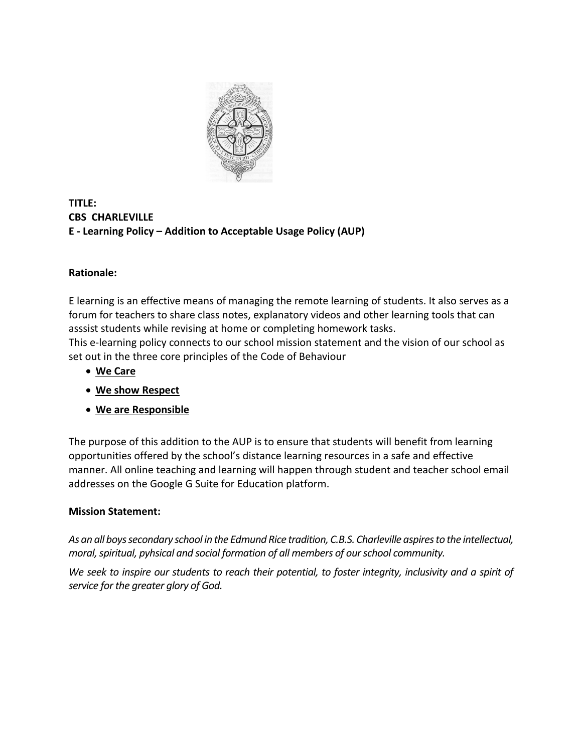**TITLE:**
**CBS CHARLEVILLE**
**E - Learning Policy – Addition to Acceptable Usage Policy (AUP)**

**Rationale:**

E learning is an effective means of managing the remote learning of students. It also serves as a forum for teachers to share class notes, explanatory videos and other learning tools that can asssist students while revising at home or completing homework tasks.
This e-learning policy connects to our school mission statement and the vision of our school as set out in the three core principles of the Code of Behaviour

- **<u>We Care</u>**
- **<u>We show Respect</u>**
- **<u>We are Responsible</u>**

The purpose of this addition to the AUP is to ensure that students will benefit from learning opportunities offered by the school's distance learning resources in a safe and effective manner. All online teaching and learning will happen through student and teacher school email addresses on the Google G Suite for Education platform.

**Mission Statement:**

*As an all boys secondary school in the Edmund Rice tradition, C.B.S. Charleville aspires to the intellectual, moral, spiritual, pyhsical and social formation of all members of our school community.*

*We seek to inspire our students to reach their potential, to foster integrity, inclusivity and a spirit of service for the greater glory of God.*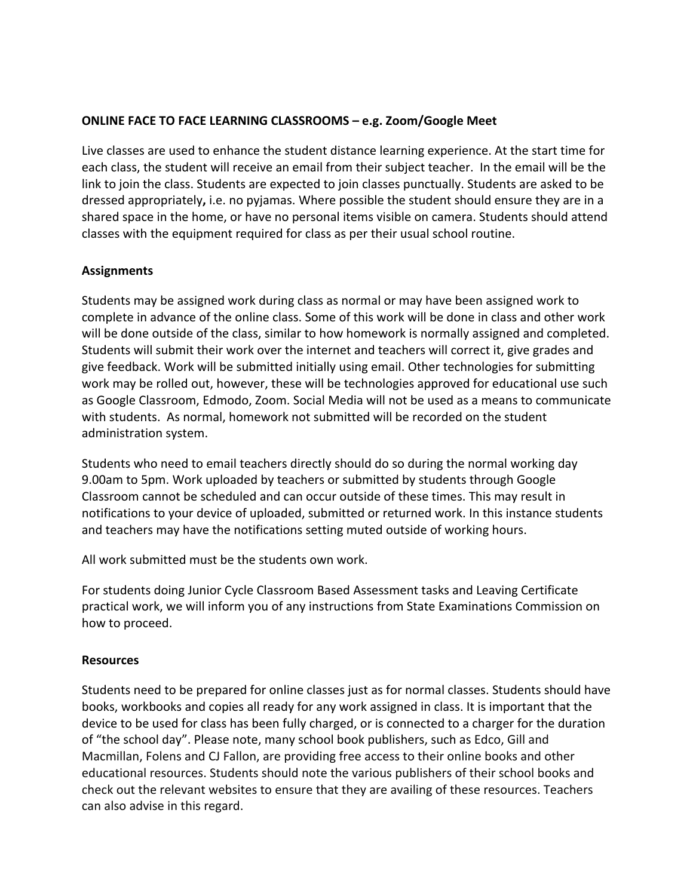**ONLINE FACE TO FACE LEARNING CLASSROOMS – e.g. Zoom/Google Meet**

Live classes are used to enhance the student distance learning experience. At the start time for each class, the student will receive an email from their subject teacher. In the email will be the link to join the class. Students are expected to join classes punctually. Students are asked to be dressed appropriately**,** i.e. no pyjamas. Where possible the student should ensure they are in a shared space in the home, or have no personal items visible on camera. Students should attend classes with the equipment required for class as per their usual school routine.

**Assignments**

Students may be assigned work during class as normal or may have been assigned work to complete in advance of the online class. Some of this work will be done in class and other work will be done outside of the class, similar to how homework is normally assigned and completed. Students will submit their work over the internet and teachers will correct it, give grades and give feedback. Work will be submitted initially using email. Other technologies for submitting work may be rolled out, however, these will be technologies approved for educational use such as Google Classroom, Edmodo, Zoom. Social Media will not be used as a means to communicate with students. As normal, homework not submitted will be recorded on the student administration system.

Students who need to email teachers directly should do so during the normal working day 9.00am to 5pm. Work uploaded by teachers or submitted by students through Google Classroom cannot be scheduled and can occur outside of these times. This may result in notifications to your device of uploaded, submitted or returned work. In this instance students and teachers may have the notifications setting muted outside of working hours.

All work submitted must be the students own work.

For students doing Junior Cycle Classroom Based Assessment tasks and Leaving Certificate practical work, we will inform you of any instructions from State Examinations Commission on how to proceed.

**Resources**

Students need to be prepared for online classes just as for normal classes. Students should have books, workbooks and copies all ready for any work assigned in class. It is important that the device to be used for class has been fully charged, or is connected to a charger for the duration of "the school day". Please note, many school book publishers, such as Edco, Gill and Macmillan, Folens and CJ Fallon, are providing free access to their online books and other educational resources. Students should note the various publishers of their school books and check out the relevant websites to ensure that they are availing of these resources. Teachers can also advise in this regard.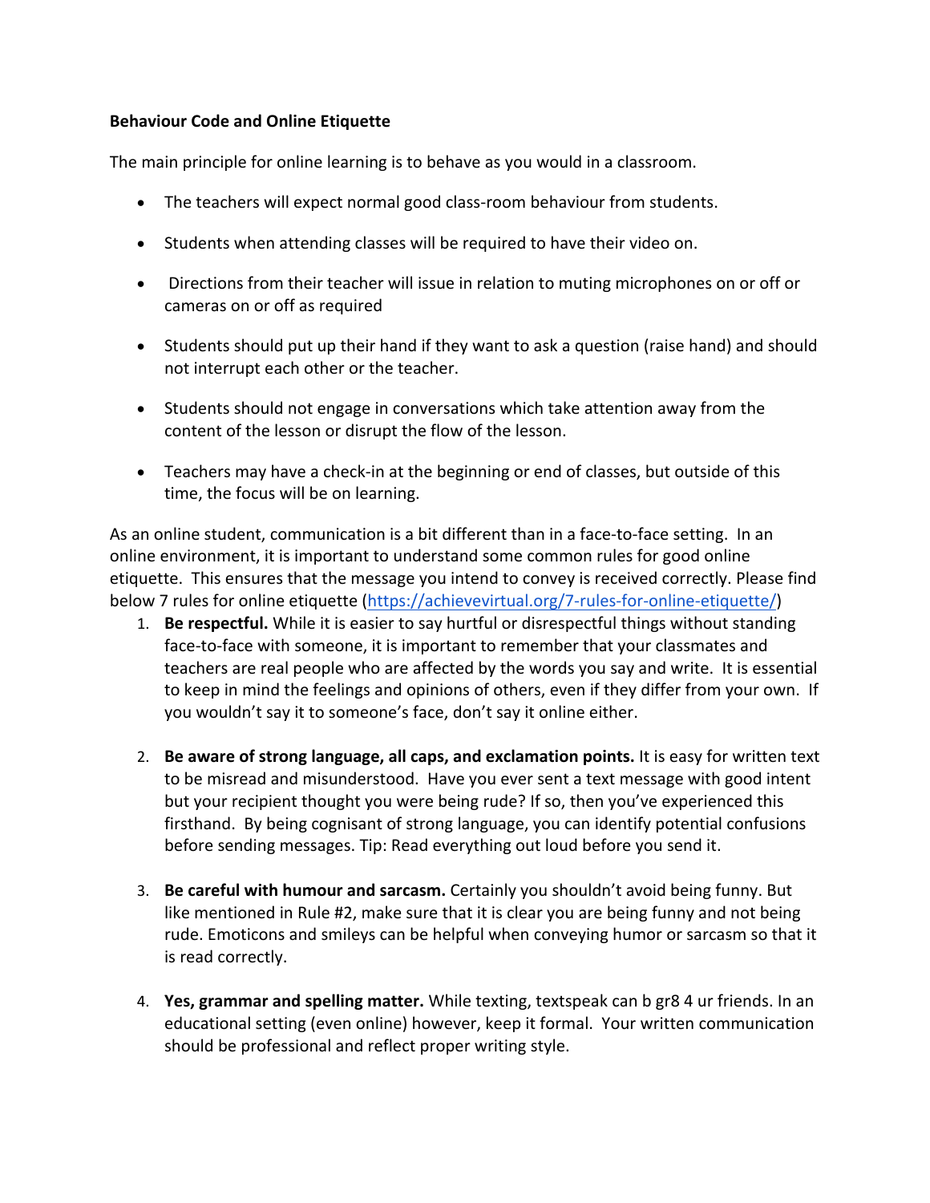**Behaviour Code and Online Etiquette**

The main principle for online learning is to behave as you would in a classroom.

- The teachers will expect normal good class-room behaviour from students.
- Students when attending classes will be required to have their video on.
- Directions from their teacher will issue in relation to muting microphones on or off or cameras on or off as required
- Students should put up their hand if they want to ask a question (raise hand) and should not interrupt each other or the teacher.
- Students should not engage in conversations which take attention away from the content of the lesson or disrupt the flow of the lesson.
- Teachers may have a check-in at the beginning or end of classes, but outside of this time, the focus will be on learning.

As an online student, communication is a bit different than in a face-to-face setting. In an online environment, it is important to understand some common rules for good online etiquette. This ensures that the message you intend to convey is received correctly. Please find below 7 rules for online etiquette ([https://achievevirtual.org/7-rules-for-online-etiquette/](https://achievevirtual.org/7-rules-for-online-etiquette/))

1. **Be respectful.** While it is easier to say hurtful or disrespectful things without standing face-to-face with someone, it is important to remember that your classmates and teachers are real people who are affected by the words you say and write. It is essential to keep in mind the feelings and opinions of others, even if they differ from your own. If you wouldn't say it to someone's face, don't say it online either.

2. **Be aware of strong language, all caps, and exclamation points.** It is easy for written text to be misread and misunderstood. Have you ever sent a text message with good intent but your recipient thought you were being rude? If so, then you've experienced this firsthand. By being cognisant of strong language, you can identify potential confusions before sending messages. Tip: Read everything out loud before you send it.

3. **Be careful with humour and sarcasm.** Certainly you shouldn't avoid being funny. But like mentioned in Rule #2, make sure that it is clear you are being funny and not being rude. Emoticons and smileys can be helpful when conveying humor or sarcasm so that it is read correctly.

4. **Yes, grammar and spelling matter.** While texting, textspeak can b gr8 4 ur friends. In an educational setting (even online) however, keep it formal. Your written communication should be professional and reflect proper writing style.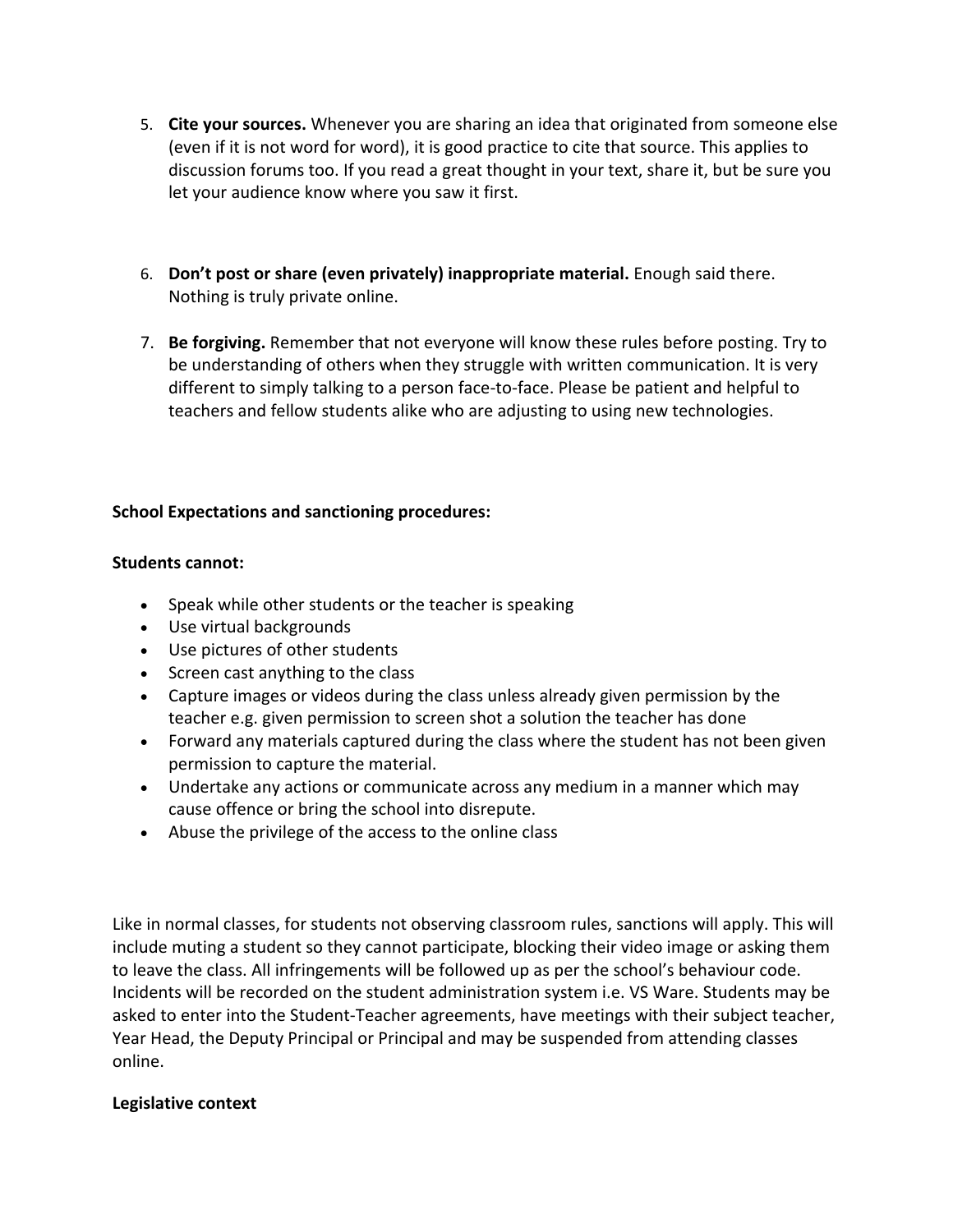5. **Cite your sources.** Whenever you are sharing an idea that originated from someone else (even if it is not word for word), it is good practice to cite that source. This applies to discussion forums too. If you read a great thought in your text, share it, but be sure you let your audience know where you saw it first.

6. **Don't post or share (even privately) inappropriate material.** Enough said there. Nothing is truly private online.

7. **Be forgiving.** Remember that not everyone will know these rules before posting. Try to be understanding of others when they struggle with written communication. It is very different to simply talking to a person face-to-face. Please be patient and helpful to teachers and fellow students alike who are adjusting to using new technologies.

**School Expectations and sanctioning procedures:**

**Students cannot:**

- Speak while other students or the teacher is speaking
- Use virtual backgrounds
- Use pictures of other students
- Screen cast anything to the class
- Capture images or videos during the class unless already given permission by the teacher e.g. given permission to screen shot a solution the teacher has done
- Forward any materials captured during the class where the student has not been given permission to capture the material.
- Undertake any actions or communicate across any medium in a manner which may cause offence or bring the school into disrepute.
- Abuse the privilege of the access to the online class

Like in normal classes, for students not observing classroom rules, sanctions will apply. This will include muting a student so they cannot participate, blocking their video image or asking them to leave the class. All infringements will be followed up as per the school's behaviour code. Incidents will be recorded on the student administration system i.e. VS Ware. Students may be asked to enter into the Student-Teacher agreements, have meetings with their subject teacher, Year Head, the Deputy Principal or Principal and may be suspended from attending classes online.

**Legislative context**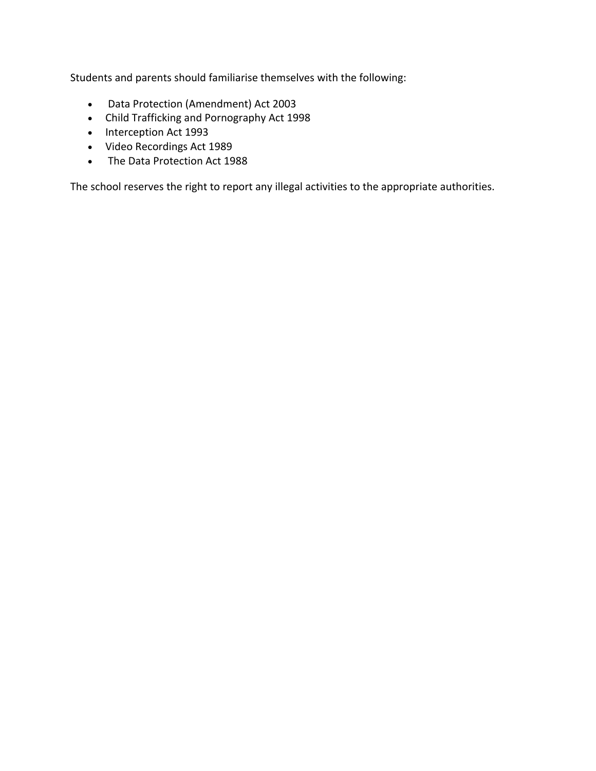Students and parents should familiarise themselves with the following:

- Data Protection (Amendment) Act 2003
- Child Trafficking and Pornography Act 1998
- Interception Act 1993
- Video Recordings Act 1989
- The Data Protection Act 1988

The school reserves the right to report any illegal activities to the appropriate authorities.